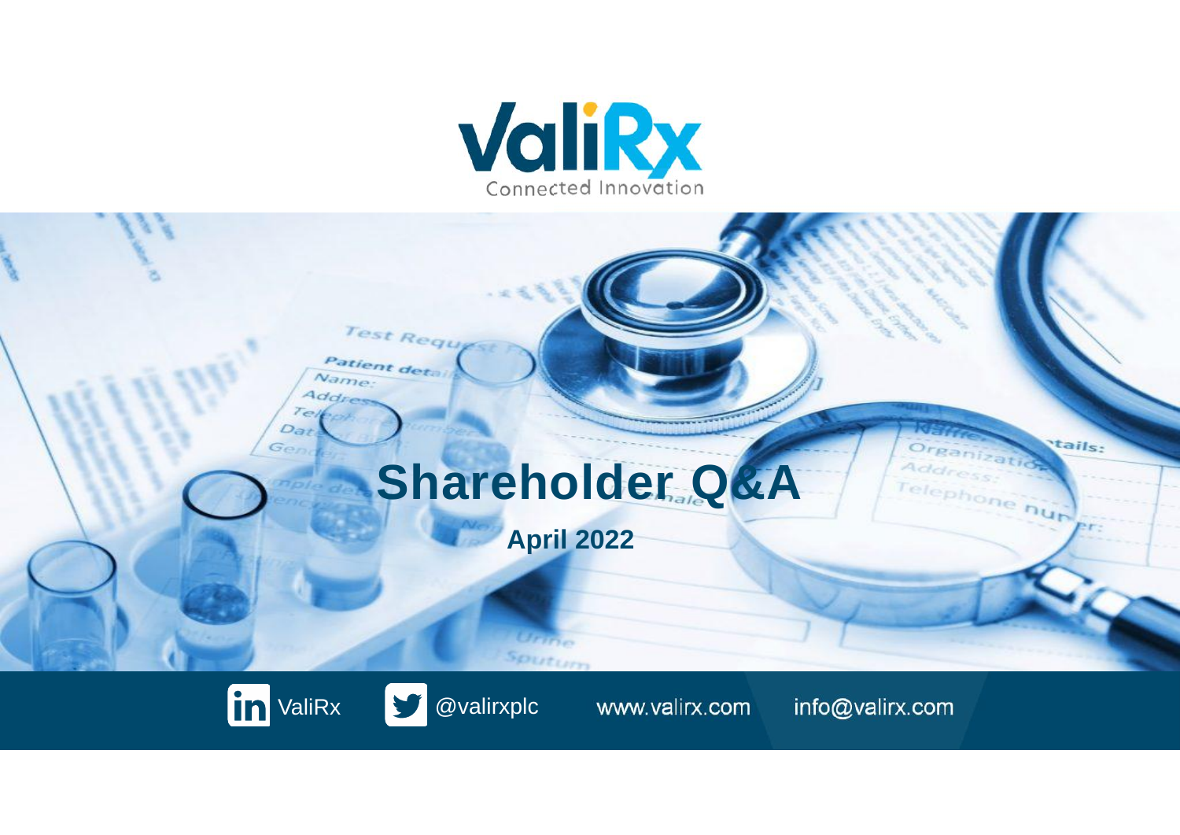# ValiRx

Connected Innovation

# Shareholder Q&A

**April 2022**

ValiRx | @valirxplc | www.valirx.com | info@valirx.com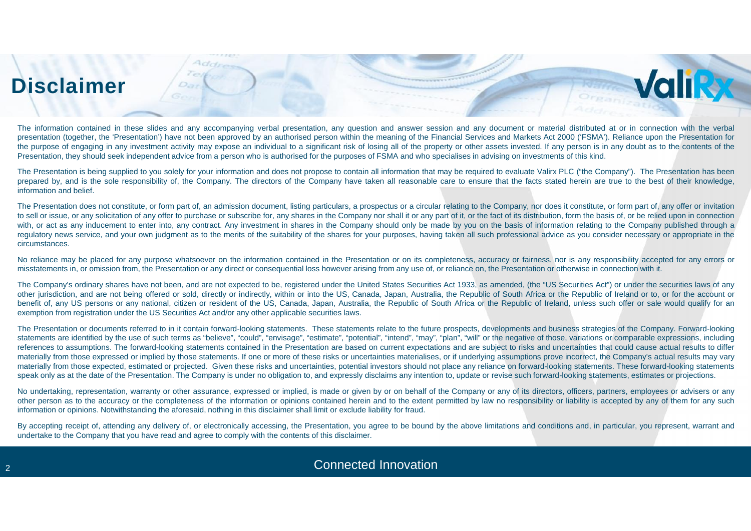# Disclaimer

The information contained in these slides and any accompanying verbal presentation, any question and answer session and any document or material distributed at or in connection with the verbal presentation (together, the 'Presentation') have not been approved by an authorised person within the meaning of the Financial Services and Markets Act 2000 ('FSMA'). Reliance upon the Presentation for the purpose of engaging in any investment activity may expose an individual to a significant risk of losing all of the property or other assets invested. If any person is in any doubt as to the contents of the Presentation, they should seek independent advice from a person who is authorised for the purposes of FSMA and who specialises in advising on investments of this kind.

The Presentation is being supplied to you solely for your information and does not propose to contain all information that may be required to evaluate Valirx PLC ("the Company"). The Presentation has been prepared by, and is the sole responsibility of, the Company. The directors of the Company have taken all reasonable care to ensure that the facts stated herein are true to the best of their knowledge, information and belief.

The Presentation does not constitute, or form part of, an admission document, listing particulars, a prospectus or a circular relating to the Company, nor does it constitute, or form part of, any offer or invitation to sell or issue, or any solicitation of any offer to purchase or subscribe for, any shares in the Company nor shall it or any part of it, or the fact of its distribution, form the basis of, or be relied upon in connection with, or act as any inducement to enter into, any contract. Any investment in shares in the Company should only be made by you on the basis of information relating to the Company published through a regulatory news service, and your own judgment as to the merits of the suitability of the shares for your purposes, having taken all such professional advice as you consider necessary or appropriate in the circumstances.

No reliance may be placed for any purpose whatsoever on the information contained in the Presentation or on its completeness, accuracy or fairness, nor is any responsibility accepted for any errors or misstatements in, or omission from, the Presentation or any direct or consequential loss however arising from any use of, or reliance on, the Presentation or otherwise in connection with it.

The Company's ordinary shares have not been, and are not expected to be, registered under the United States Securities Act 1933, as amended, (the "US Securities Act") or under the securities laws of any other jurisdiction, and are not being offered or sold, directly or indirectly, within or into the US, Canada, Japan, Australia, the Republic of South Africa or the Republic of Ireland or to, or for the account or benefit of, any US persons or any national, citizen or resident of the US, Canada, Japan, Australia, the Republic of South Africa or the Republic of Ireland, unless such offer or sale would qualify for an exemption from registration under the US Securities Act and/or any other applicable securities laws.

The Presentation or documents referred to in it contain forward-looking statements. These statements relate to the future prospects, developments and business strategies of the Company. Forward-looking statements are identified by the use of such terms as "believe", "could", "envisage", "estimate", "potential", "intend", "may", "plan", "will" or the negative of those, variations or comparable expressions, including references to assumptions. The forward-looking statements contained in the Presentation are based on current expectations and are subject to risks and uncertainties that could cause actual results to differ materially from those expressed or implied by those statements. If one or more of these risks or uncertainties materialises, or if underlying assumptions prove incorrect, the Company's actual results may vary materially from those expected, estimated or projected. Given these risks and uncertainties, potential investors should not place any reliance on forward-looking statements. These forward-looking statements speak only as at the date of the Presentation. The Company is under no obligation to, and expressly disclaims any intention to, update or revise such forward-looking statements, estimates or projections.

No undertaking, representation, warranty or other assurance, expressed or implied, is made or given by or on behalf of the Company or any of its directors, officers, partners, employees or advisers or any other person as to the accuracy or the completeness of the information or opinions contained herein and to the extent permitted by law no responsibility or liability is accepted by any of them for any such information or opinions. Notwithstanding the aforesaid, nothing in this disclaimer shall limit or exclude liability for fraud.

By accepting receipt of, attending any delivery of, or electronically accessing, the Presentation, you agree to be bound by the above limitations and conditions and, in particular, you represent, warrant and undertake to the Company that you have read and agree to comply with the contents of this disclaimer.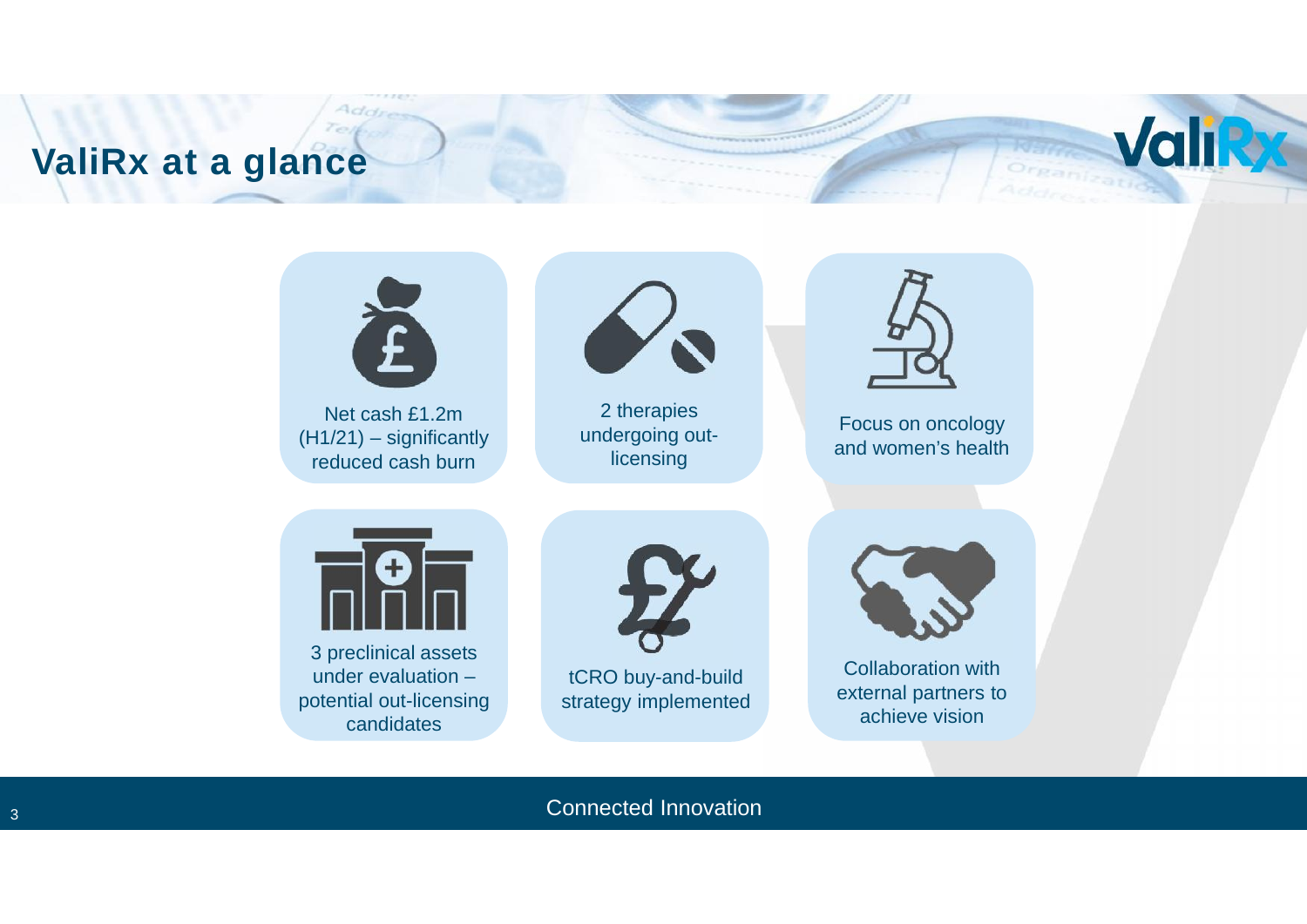# ValiRx at a glance

- Net cash £1.2m (H1/21) – significantly reduced cash burn
- 2 therapies undergoing out-licensing
- Focus on oncology and women's health
- 3 preclinical assets under evaluation – potential out-licensing candidates
- tCRO buy-and-build strategy implemented
- Collaboration with external partners to achieve vision

Connected Innovation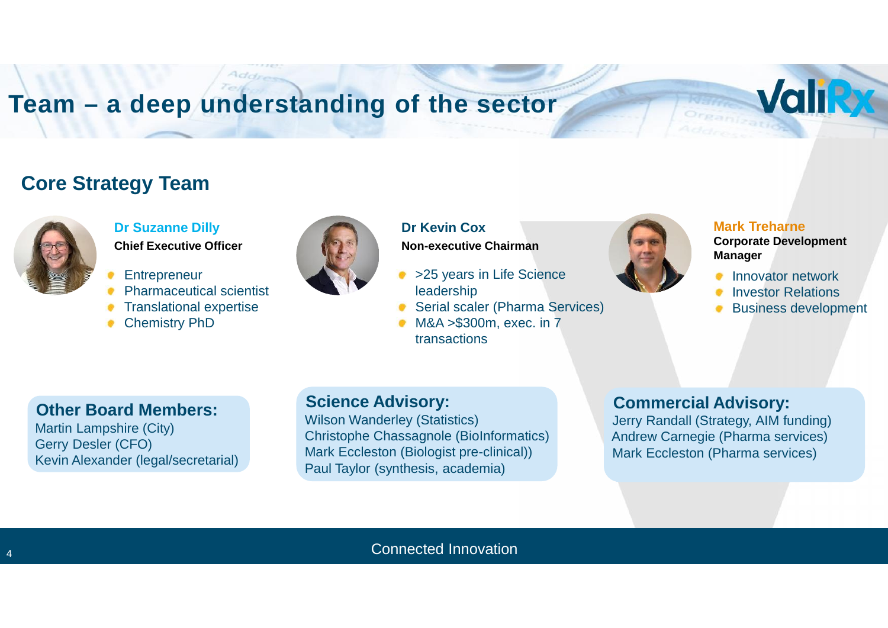# Team – a deep understanding of the sector

## Core Strategy Team

### Dr Suzanne Dilly
**Chief Executive Officer**

- Entrepreneur
- Pharmaceutical scientist
- Translational expertise
- Chemistry PhD

### Dr Kevin Cox
**Non-executive Chairman**

- >25 years in Life Science leadership
- Serial scaler (Pharma Services)
- M&A >$300m, exec. in 7 transactions

### Mark Treharne
**Corporate Development Manager**

- Innovator network
- Investor Relations
- Business development

### Other Board Members:
Martin Lampshire (City)
Gerry Desler (CFO)
Kevin Alexander (legal/secretarial)

### Science Advisory:
Wilson Wanderley (Statistics)
Christophe Chassagnole (BioInformatics)
Mark Eccleston (Biologist pre-clinical))
Paul Taylor (synthesis, academia)

### Commercial Advisory:
Jerry Randall (Strategy, AIM funding)
Andrew Carnegie (Pharma services)
Mark Eccleston (Pharma services)

Connected Innovation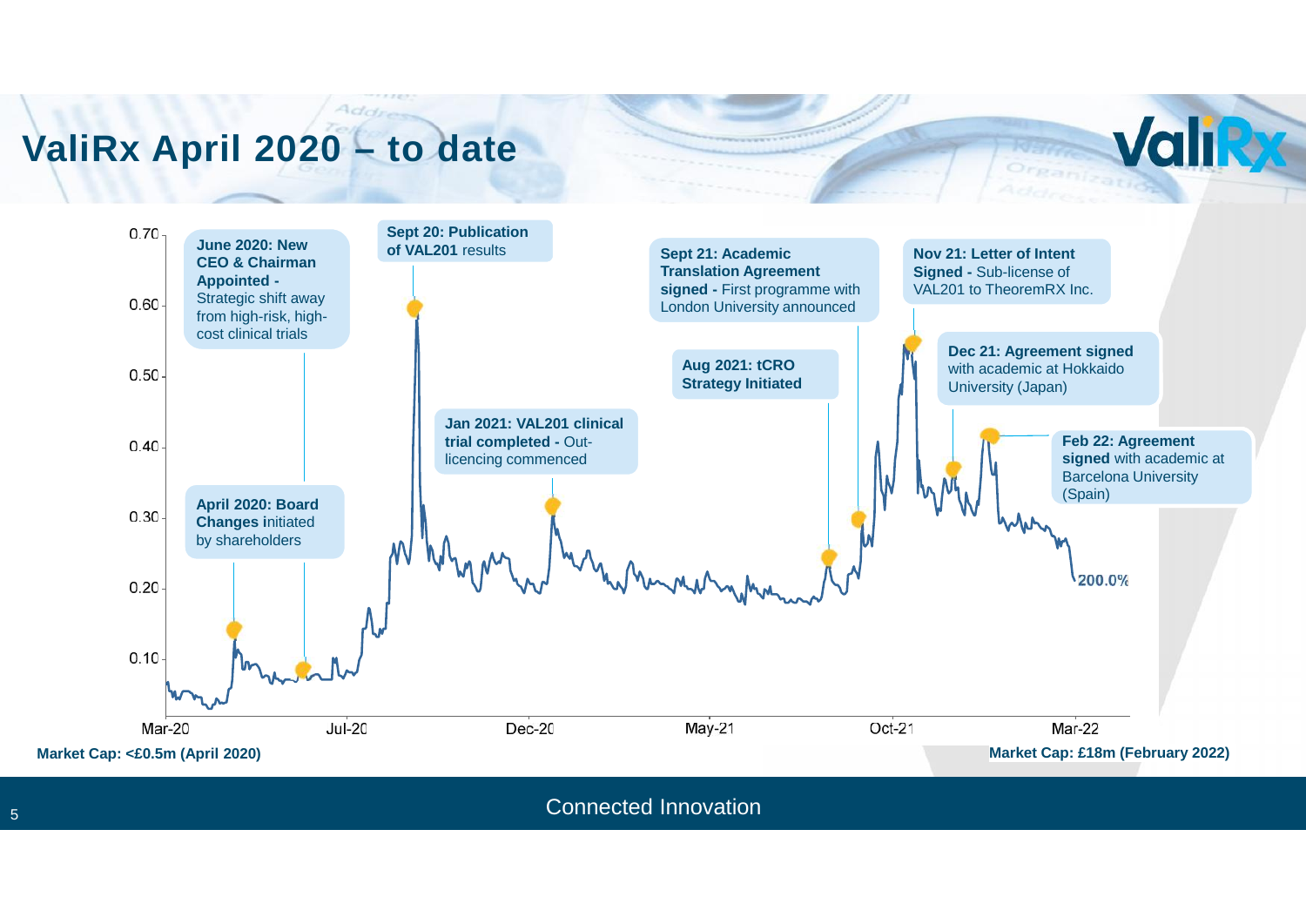# ValiRx April 2020 – to date

- **April 2020: Board Changes initiated** by shareholders
- **June 2020: New CEO & Chairman Appointed -** Strategic shift away from high-risk, high-cost clinical trials
- **Sept 20: Publication of VAL201** results
- **Jan 2021: VAL201 clinical trial completed -** Out-licencing commenced
- **Aug 2021: tCRO Strategy Initiated**
- **Sept 21: Academic Translation Agreement signed -** First programme with London University announced
- **Nov 21: Letter of Intent Signed -** Sub-license of VAL201 to TheoremRX Inc.
- **Dec 21: Agreement signed** with academic at Hokkaido University (Japan)
- **Feb 22: Agreement signed** with academic at Barcelona University (Spain)

200.0%

**Market Cap: <£0.5m (April 2020)**

**Market Cap: £18m (February 2022)**

Connected Innovation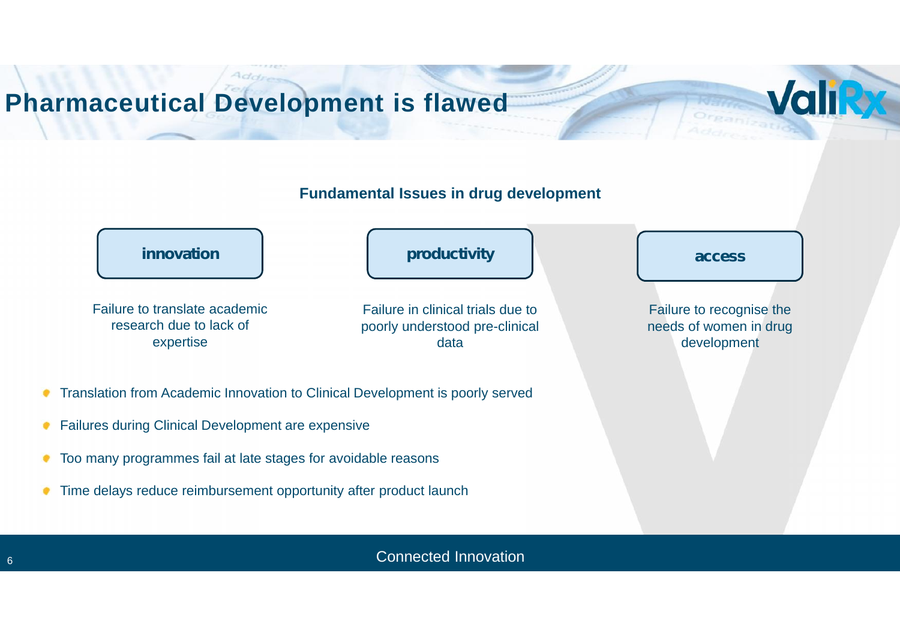# Pharmaceutical Development is flawed

**Fundamental Issues in drug development**

| innovation | productivity | access |
| --- | --- | --- |
| Failure to translate academic research due to lack of expertise | Failure in clinical trials due to poorly understood pre-clinical data | Failure to recognise the needs of women in drug development |

- Translation from Academic Innovation to Clinical Development is poorly served
- Failures during Clinical Development are expensive
- Too many programmes fail at late stages for avoidable reasons
- Time delays reduce reimbursement opportunity after product launch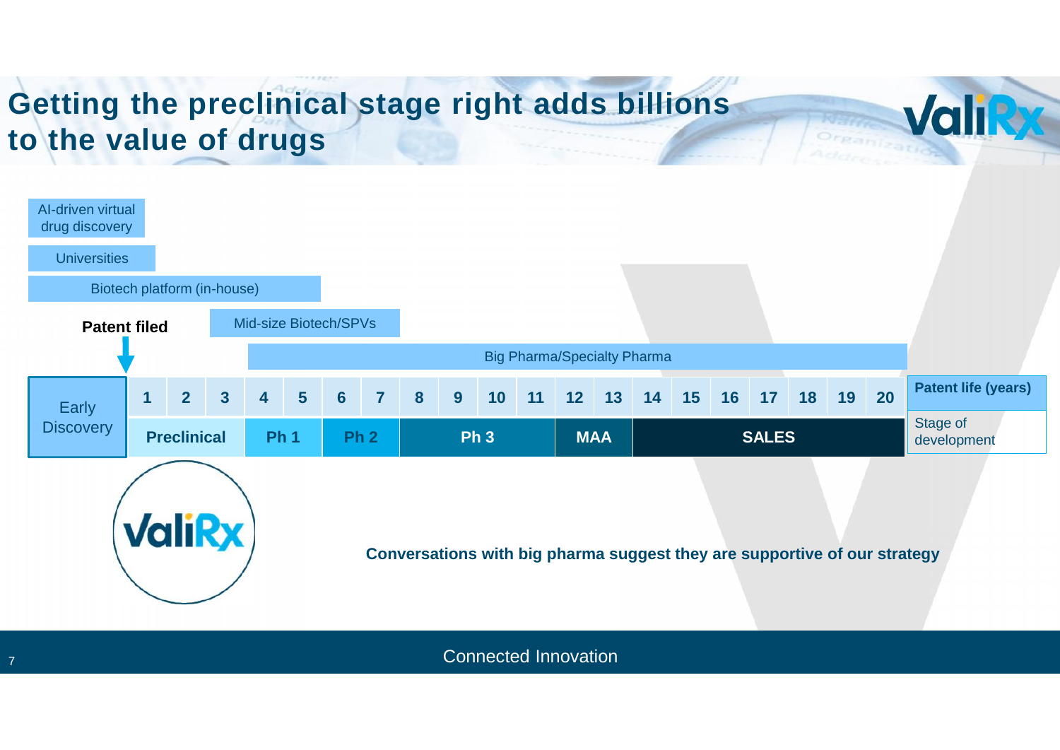# Getting the preclinical stage right adds billions to the value of drugs

AI-driven virtual drug discovery

Universities

Biotech platform (in-house)

**Patent filed**

Mid-size Biotech/SPVs

Big Pharma/Specialty Pharma

| Early Discovery | 1 | 2 | 3 | 4 | 5 | 6 | 7 | 8 | 9 | 10 | 11 | 12 | 13 | 14 | 15 | 16 | 17 | 18 | 19 | 20 | **Patent life (years)** |
|---|---|---|---|---|---|---|---|---|---|---|---|---|---|---|---|---|---|---|---|---|---|
| | **Preclinical** | | | **Ph 1** | | **Ph 2** | | **Ph 3** | | | | **MAA** | | **SALES** | | | | | | | Stage of development |

**Conversations with big pharma suggest they are supportive of our strategy**

Connected Innovation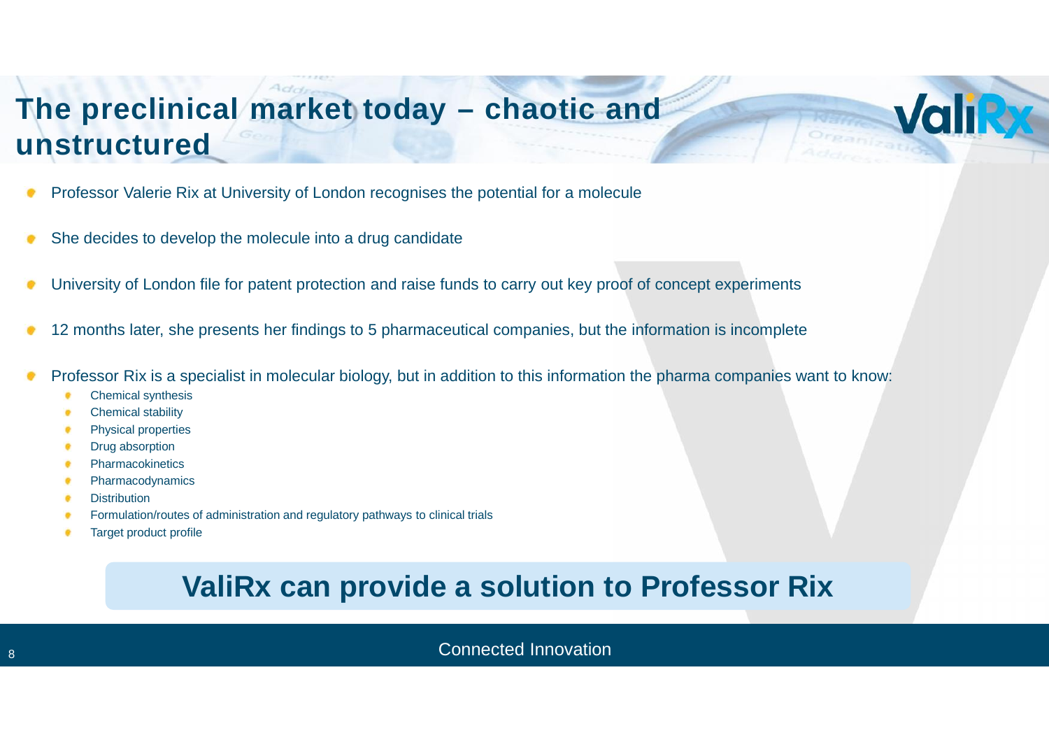# The preclinical market today – chaotic and unstructured

- Professor Valerie Rix at University of London recognises the potential for a molecule
- She decides to develop the molecule into a drug candidate
- University of London file for patent protection and raise funds to carry out key proof of concept experiments
- 12 months later, she presents her findings to 5 pharmaceutical companies, but the information is incomplete
- Professor Rix is a specialist in molecular biology, but in addition to this information the pharma companies want to know:
  - Chemical synthesis
  - Chemical stability
  - Physical properties
  - Drug absorption
  - Pharmacokinetics
  - Pharmacodynamics
  - Distribution
  - Formulation/routes of administration and regulatory pathways to clinical trials
  - Target product profile

**ValiRx can provide a solution to Professor Rix**

Connected Innovation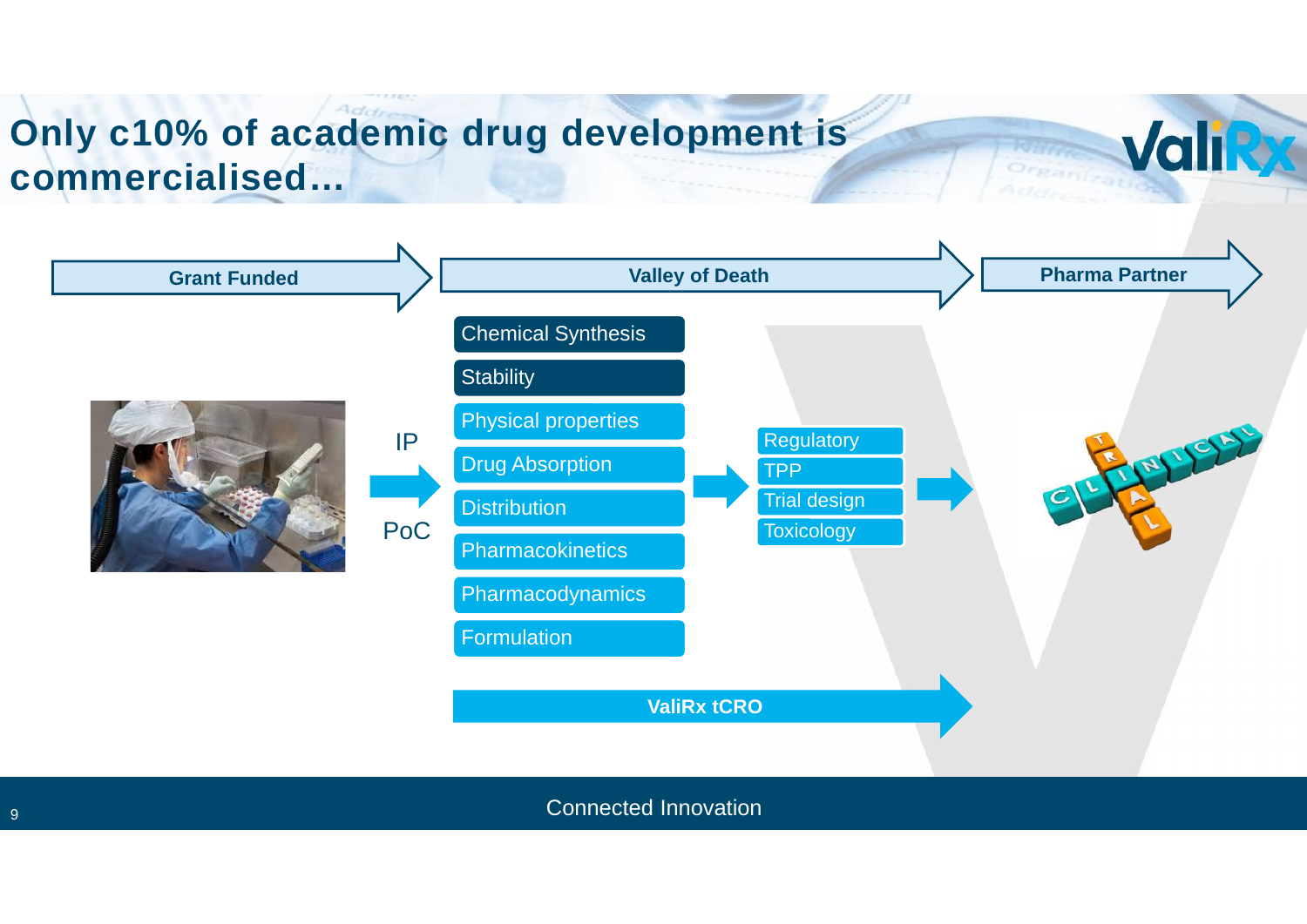# Only c10% of academic drug development is commercialised...

**Grant Funded** → **Valley of Death** → **Pharma Partner**

IP → PoC

- Chemical Synthesis
- Stability
- Physical properties
- Drug Absorption
- Distribution
- Pharmacokinetics
- Pharmacodynamics
- Formulation

→

- Regulatory
- TPP
- Trial design
- Toxicology

→ CLINICAL TRIAL

**ValiRx tCRO**

Connected Innovation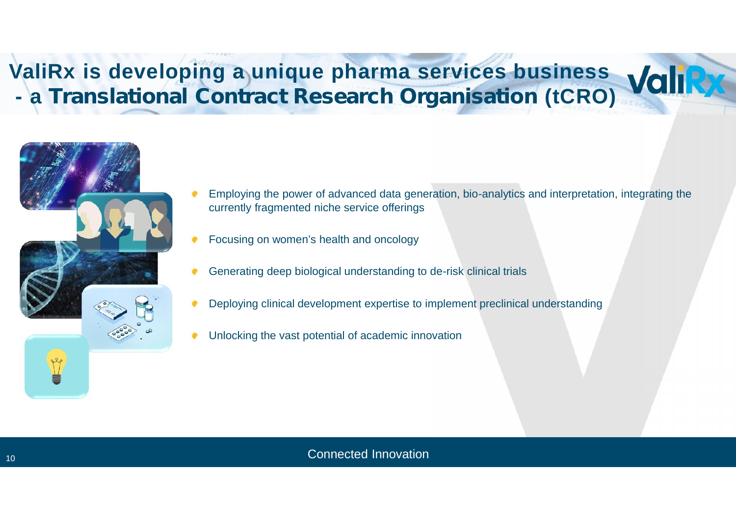# ValiRx is developing a unique pharma services business - a **Translational Contract Research Organisation** (tCRO)

- Employing the power of advanced data generation, bio-analytics and interpretation, integrating the currently fragmented niche service offerings
- Focusing on women's health and oncology
- Generating deep biological understanding to de-risk clinical trials
- Deploying clinical development expertise to implement preclinical understanding
- Unlocking the vast potential of academic innovation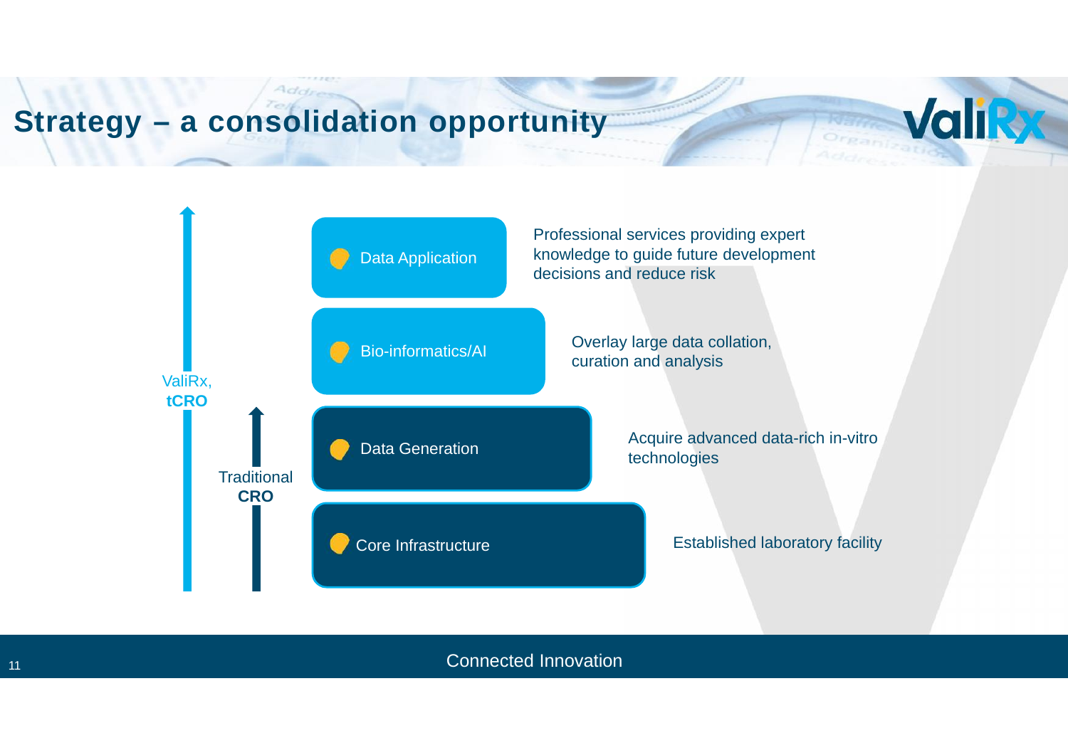# Strategy – a consolidation opportunity

ValiRx, **tCRO**

Traditional **CRO**

- **Data Application** — Professional services providing expert knowledge to guide future development decisions and reduce risk
- **Bio-informatics/AI** — Overlay large data collation, curation and analysis
- **Data Generation** — Acquire advanced data-rich in-vitro technologies
- **Core Infrastructure** — Established laboratory facility

Connected Innovation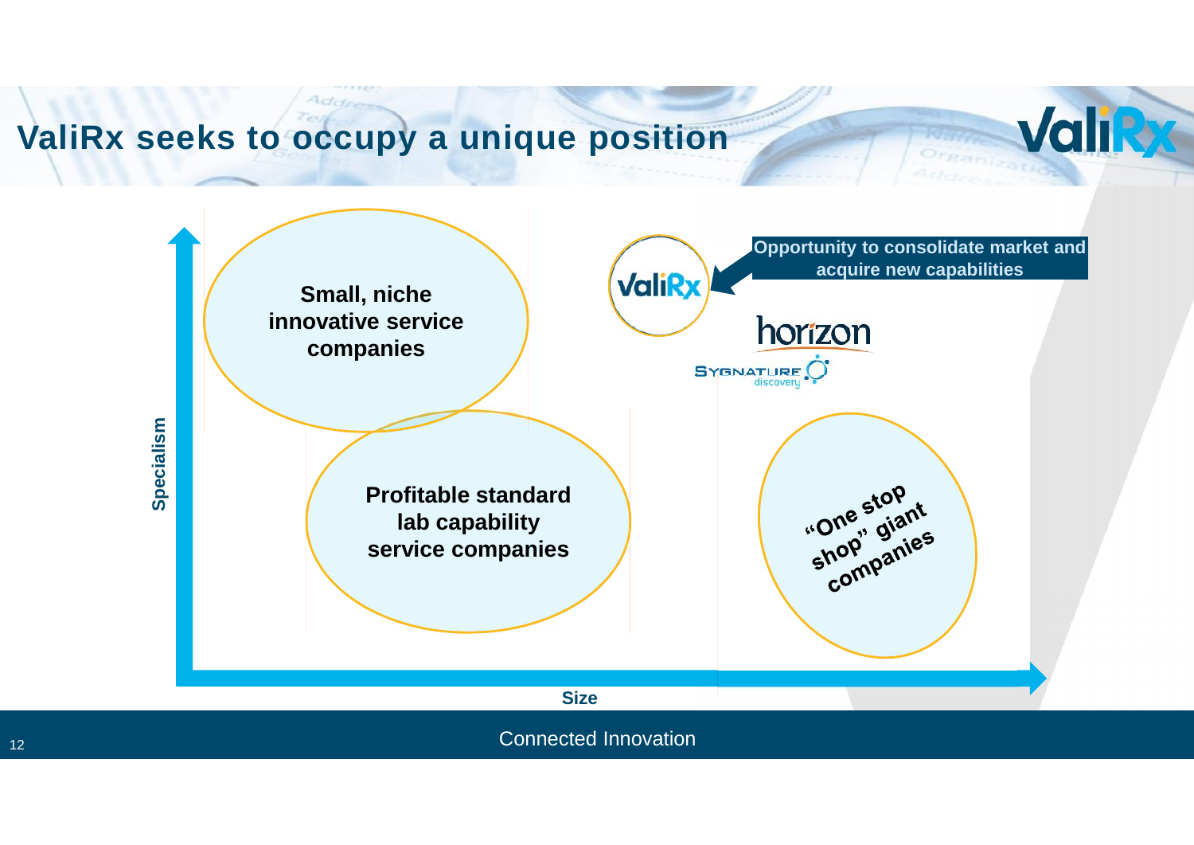# ValiRx seeks to occupy a unique position

Small, niche innovative service companies

Profitable standard lab capability service companies

"One stop shop" giant companies

ValiRx

Opportunity to consolidate market and acquire new capabilities

horizon

Sygnature discovery

Specialism

Size

Connected Innovation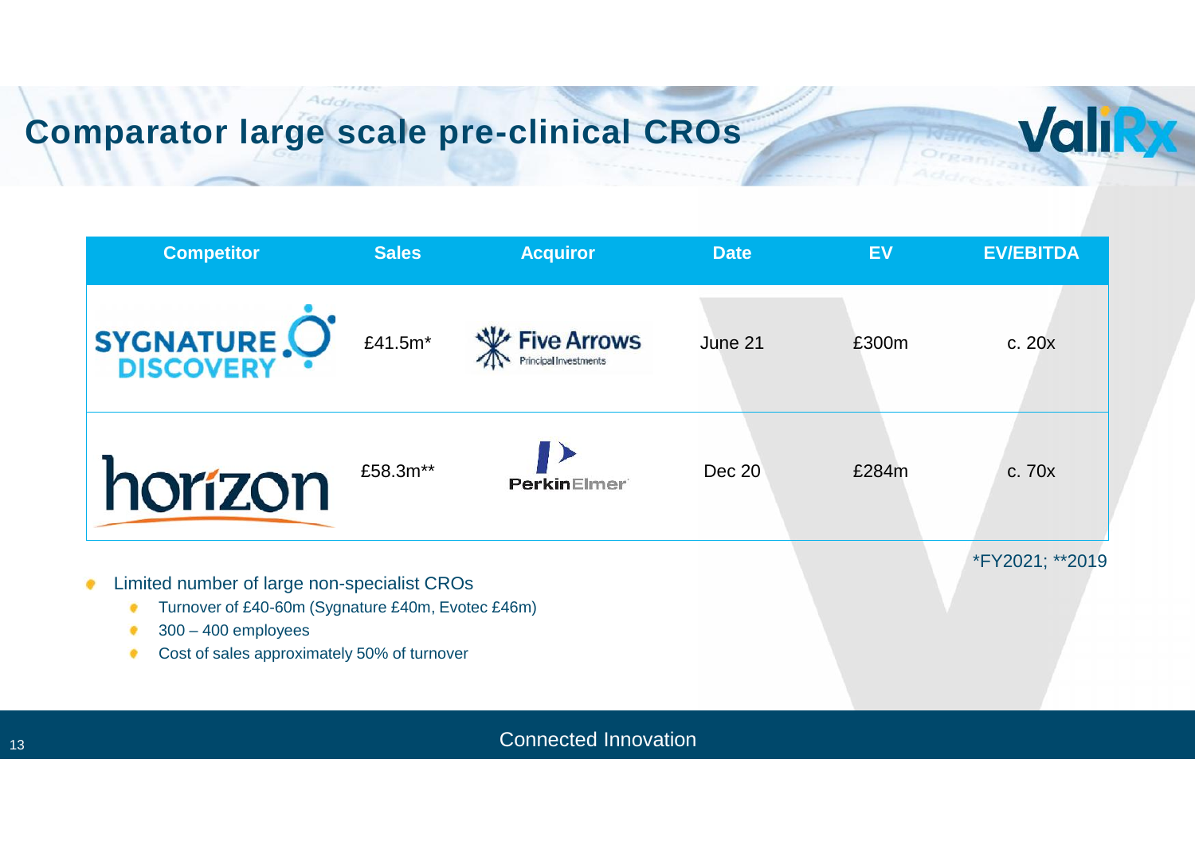# Comparator large scale pre-clinical CROs

| Competitor | Sales | Acquiror | Date | EV | EV/EBITDA |
|---|---|---|---|---|---|
| SYGNATURE DISCOVERY | £41.5m* | Five Arrows Principal Investments | June 21 | £300m | c. 20x |
| horizon | £58.3m** | PerkinElmer | Dec 20 | £284m | c. 70x |

*FY2021; **2019

- Limited number of large non-specialist CROs
  - Turnover of £40-60m (Sygnature £40m, Evotec £46m)
  - 300 – 400 employees
  - Cost of sales approximately 50% of turnover

Connected Innovation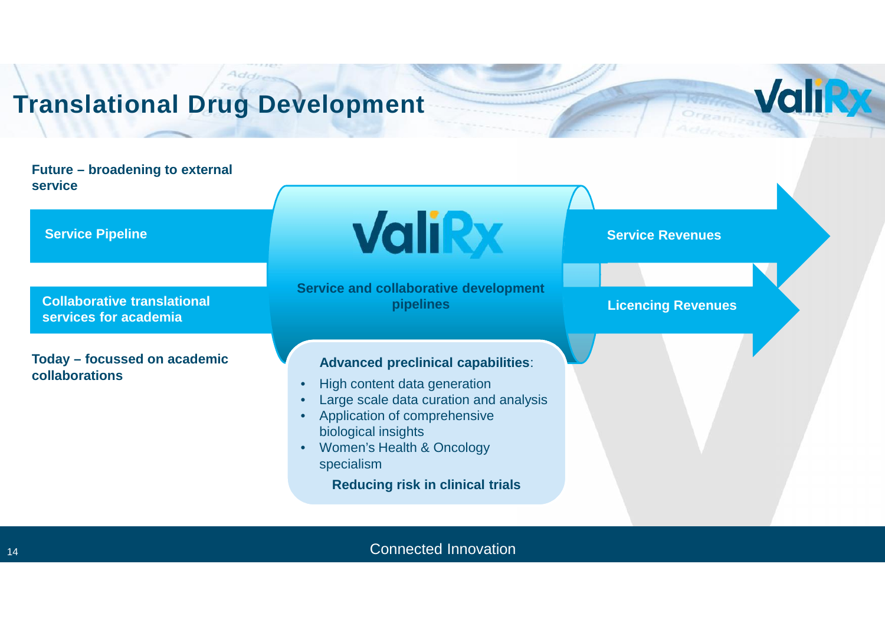# Translational Drug Development

**Future – broadening to external service**

**Service Pipeline**

**Collaborative translational services for academia**

**Today – focussed on academic collaborations**

ValiRx

**Service and collaborative development pipelines**

**Service Revenues**

**Licencing Revenues**

**Advanced preclinical capabilities**:

- High content data generation
- Large scale data curation and analysis
- Application of comprehensive biological insights
- Women's Health & Oncology specialism

**Reducing risk in clinical trials**

Connected Innovation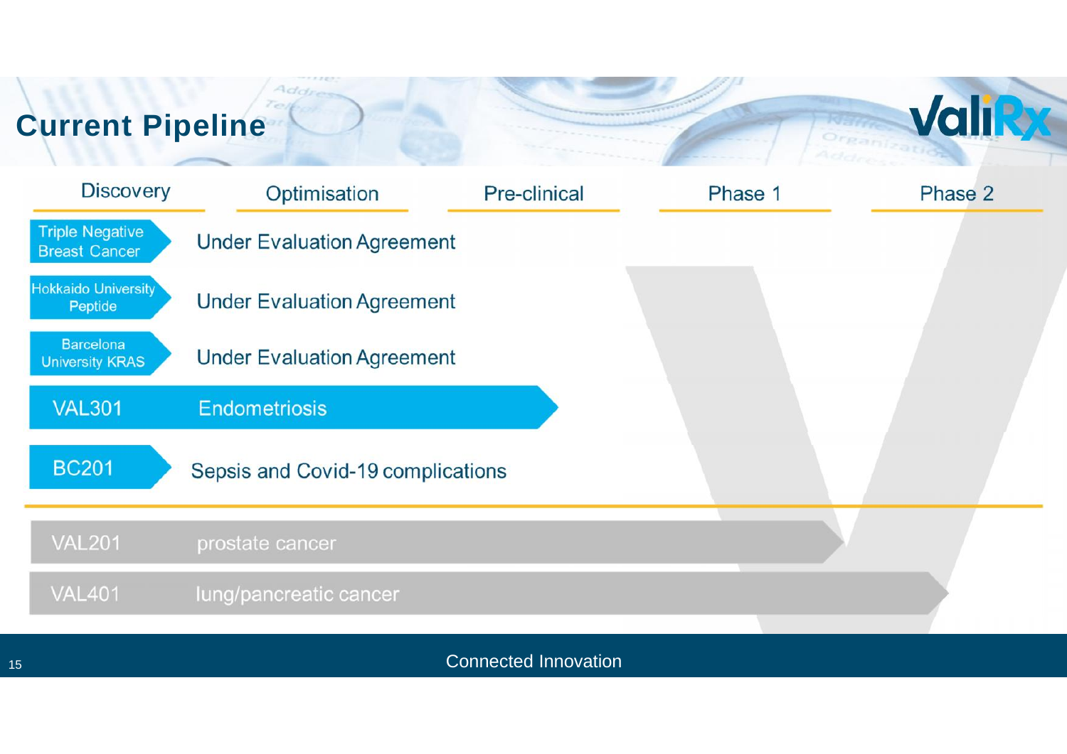# Current Pipeline

| Programme | Indication | Discovery | Optimisation | Pre-clinical | Phase 1 | Phase 2 |
|---|---|---|---|---|---|---|
| Triple Negative Breast Cancer | Under Evaluation Agreement | | | | | |
| Hokkaido University Peptide | Under Evaluation Agreement | | | | | |
| Barcelona University KRAS | Under Evaluation Agreement | | | | | |
| VAL301 | Endometriosis | ✓ | ✓ | ✓ | | |
| BC201 | Sepsis and Covid-19 complications | ✓ | | | | |
| VAL201 | prostate cancer | ✓ | ✓ | ✓ | ✓ | |
| VAL401 | lung/pancreatic cancer | ✓ | ✓ | ✓ | ✓ | ✓ |

Connected Innovation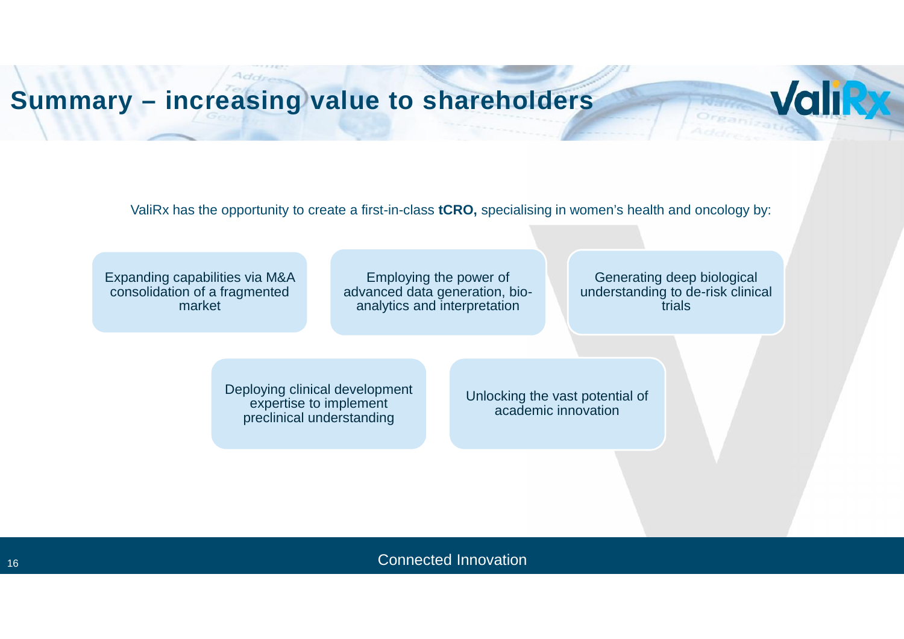# Summary – increasing value to shareholders

ValiRx has the opportunity to create a first-in-class **tCRO,** specialising in women's health and oncology by:

- Expanding capabilities via M&A consolidation of a fragmented market
- Employing the power of advanced data generation, bio-analytics and interpretation
- Generating deep biological understanding to de-risk clinical trials
- Deploying clinical development expertise to implement preclinical understanding
- Unlocking the vast potential of academic innovation

Connected Innovation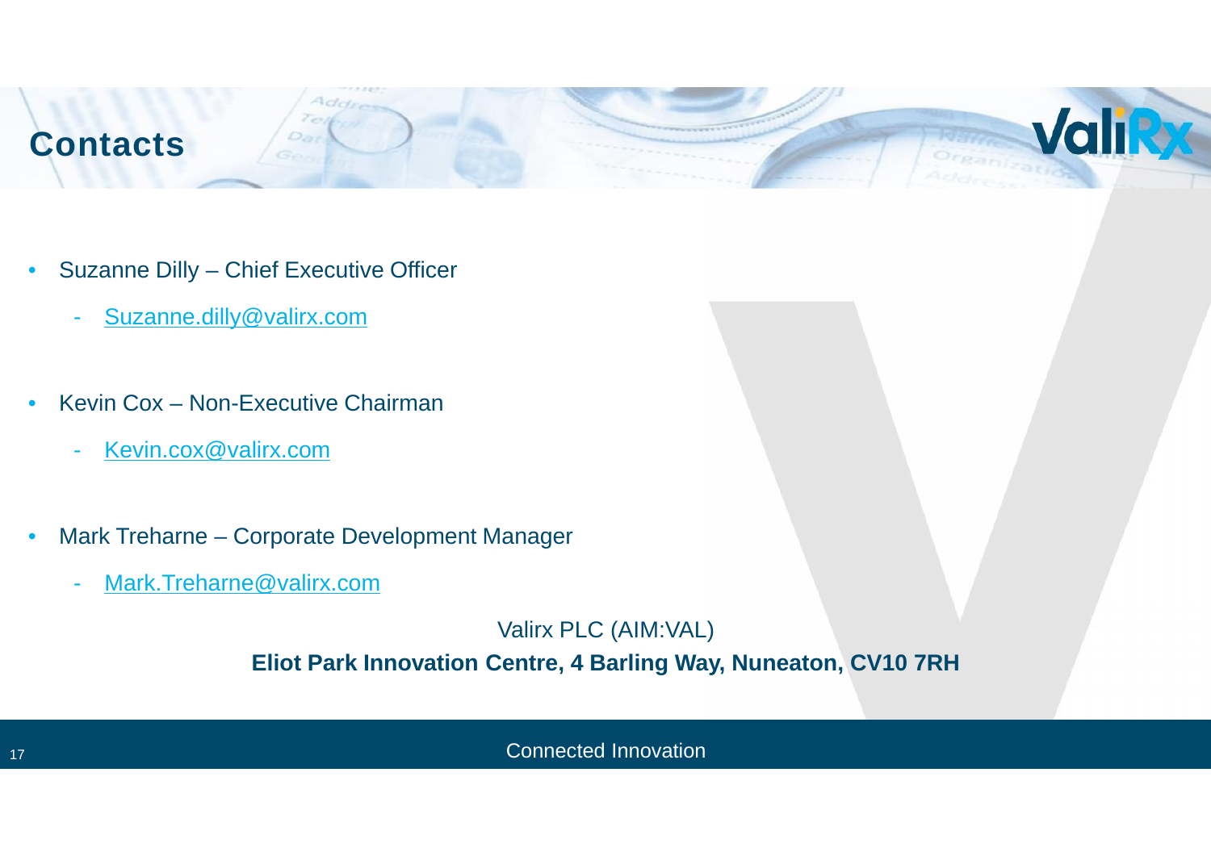# Contacts

- Suzanne Dilly – Chief Executive Officer
  - Suzanne.dilly@valirx.com
- Kevin Cox – Non-Executive Chairman
  - Kevin.cox@valirx.com
- Mark Treharne – Corporate Development Manager
  - Mark.Treharne@valirx.com

Valirx PLC (AIM:VAL)

**Eliot Park Innovation Centre, 4 Barling Way, Nuneaton, CV10 7RH**

Connected Innovation